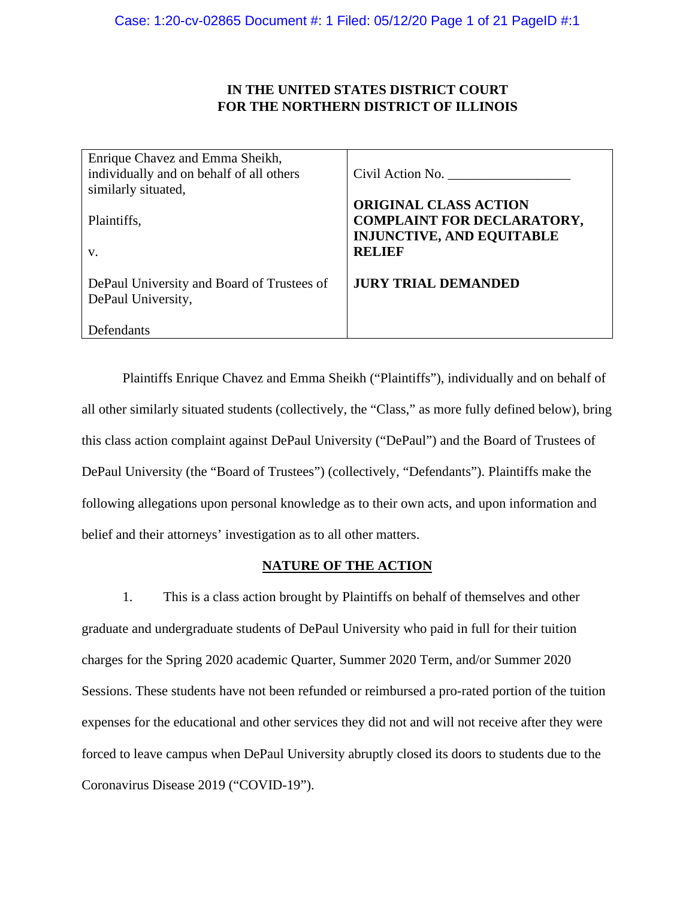**IN THE UNITED STATES DISTRICT COURT**
**FOR THE NORTHERN DISTRICT OF ILLINOIS**

| | |
|---|---|
| Enrique Chavez and Emma Sheikh, individually and on behalf of all others similarly situated,<br><br>Plaintiffs,<br><br>v.<br><br>DePaul University and Board of Trustees of DePaul University,<br><br>Defendants | Civil Action No. ___________________<br><br>**ORIGINAL CLASS ACTION COMPLAINT FOR DECLARATORY, INJUNCTIVE, AND EQUITABLE RELIEF**<br><br>**JURY TRIAL DEMANDED** |

Plaintiffs Enrique Chavez and Emma Sheikh ("Plaintiffs"), individually and on behalf of all other similarly situated students (collectively, the "Class," as more fully defined below), bring this class action complaint against DePaul University ("DePaul") and the Board of Trustees of DePaul University (the "Board of Trustees") (collectively, "Defendants"). Plaintiffs make the following allegations upon personal knowledge as to their own acts, and upon information and belief and their attorneys' investigation as to all other matters.

## NATURE OF THE ACTION

1. This is a class action brought by Plaintiffs on behalf of themselves and other graduate and undergraduate students of DePaul University who paid in full for their tuition charges for the Spring 2020 academic Quarter, Summer 2020 Term, and/or Summer 2020 Sessions. These students have not been refunded or reimbursed a pro-rated portion of the tuition expenses for the educational and other services they did not and will not receive after they were forced to leave campus when DePaul University abruptly closed its doors to students due to the Coronavirus Disease 2019 ("COVID-19").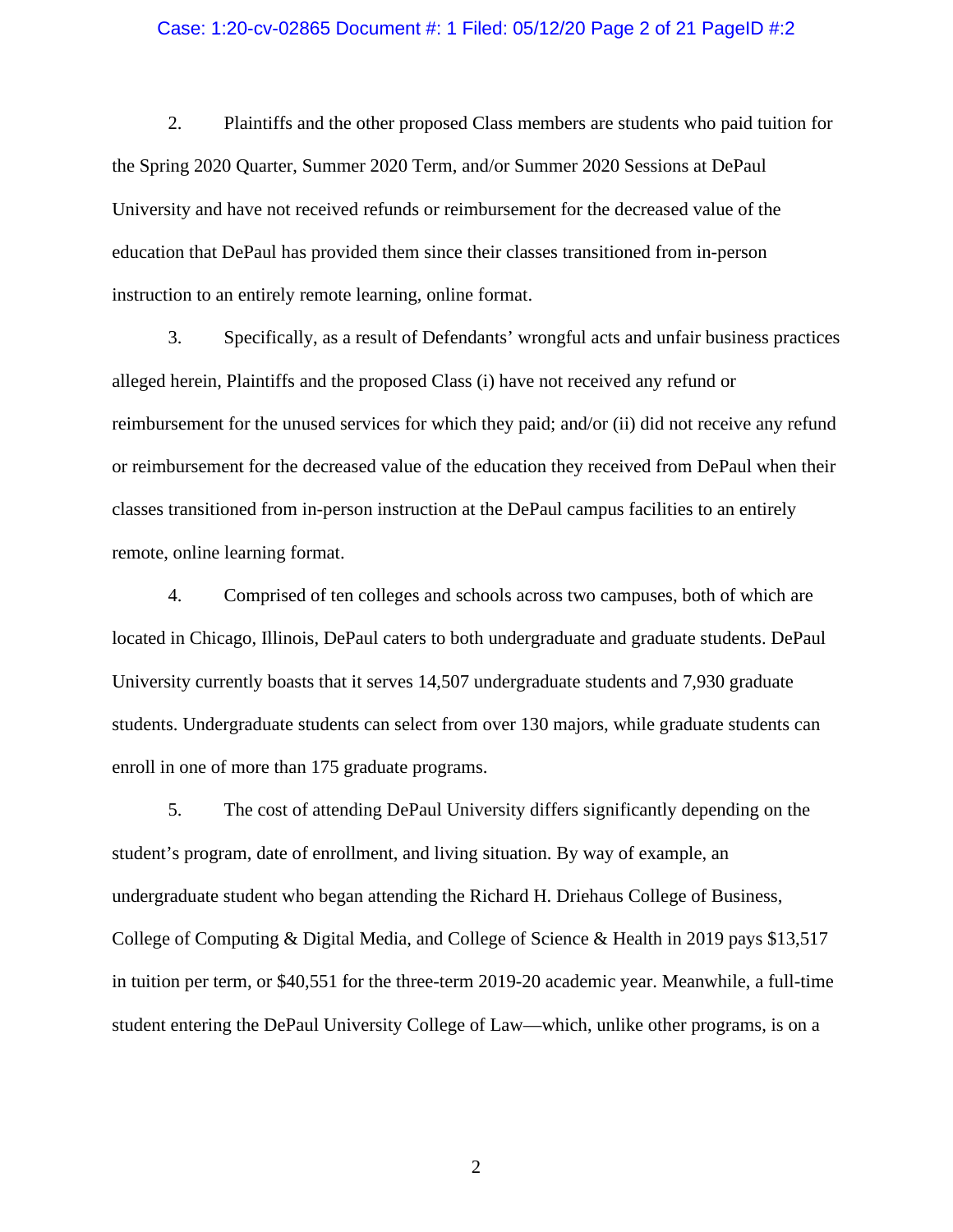2. Plaintiffs and the other proposed Class members are students who paid tuition for the Spring 2020 Quarter, Summer 2020 Term, and/or Summer 2020 Sessions at DePaul University and have not received refunds or reimbursement for the decreased value of the education that DePaul has provided them since their classes transitioned from in-person instruction to an entirely remote learning, online format.

3. Specifically, as a result of Defendants' wrongful acts and unfair business practices alleged herein, Plaintiffs and the proposed Class (i) have not received any refund or reimbursement for the unused services for which they paid; and/or (ii) did not receive any refund or reimbursement for the decreased value of the education they received from DePaul when their classes transitioned from in-person instruction at the DePaul campus facilities to an entirely remote, online learning format.

4. Comprised of ten colleges and schools across two campuses, both of which are located in Chicago, Illinois, DePaul caters to both undergraduate and graduate students. DePaul University currently boasts that it serves 14,507 undergraduate students and 7,930 graduate students. Undergraduate students can select from over 130 majors, while graduate students can enroll in one of more than 175 graduate programs.

5. The cost of attending DePaul University differs significantly depending on the student's program, date of enrollment, and living situation. By way of example, an undergraduate student who began attending the Richard H. Driehaus College of Business, College of Computing & Digital Media, and College of Science & Health in 2019 pays $13,517 in tuition per term, or $40,551 for the three-term 2019-20 academic year. Meanwhile, a full-time student entering the DePaul University College of Law—which, unlike other programs, is on a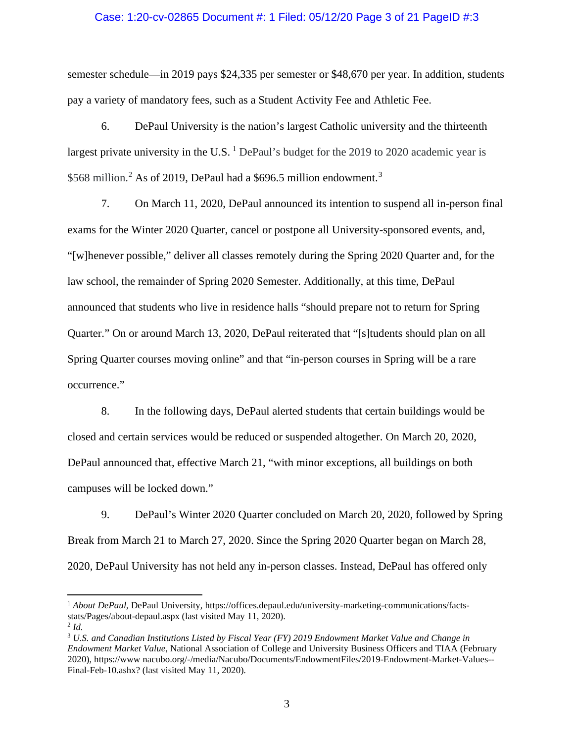semester schedule—in 2019 pays $24,335 per semester or $48,670 per year. In addition, students pay a variety of mandatory fees, such as a Student Activity Fee and Athletic Fee.

6. DePaul University is the nation's largest Catholic university and the thirteenth largest private university in the U.S. [1] DePaul's budget for the 2019 to 2020 academic year is $568 million.[2] As of 2019, DePaul had a $696.5 million endowment.[3]

7. On March 11, 2020, DePaul announced its intention to suspend all in-person final exams for the Winter 2020 Quarter, cancel or postpone all University-sponsored events, and, "[w]henever possible," deliver all classes remotely during the Spring 2020 Quarter and, for the law school, the remainder of Spring 2020 Semester. Additionally, at this time, DePaul announced that students who live in residence halls "should prepare not to return for Spring Quarter." On or around March 13, 2020, DePaul reiterated that "[s]tudents should plan on all Spring Quarter courses moving online" and that "in-person courses in Spring will be a rare occurrence."

8. In the following days, DePaul alerted students that certain buildings would be closed and certain services would be reduced or suspended altogether. On March 20, 2020, DePaul announced that, effective March 21, "with minor exceptions, all buildings on both campuses will be locked down."

9. DePaul's Winter 2020 Quarter concluded on March 20, 2020, followed by Spring Break from March 21 to March 27, 2020. Since the Spring 2020 Quarter began on March 28, 2020, DePaul University has not held any in-person classes. Instead, DePaul has offered only

---

[1] *About DePaul*, DePaul University, https://offices.depaul.edu/university-marketing-communications/facts-stats/Pages/about-depaul.aspx (last visited May 11, 2020).

[2] *Id.*

[3] *U.S. and Canadian Institutions Listed by Fiscal Year (FY) 2019 Endowment Market Value and Change in Endowment Market Value*, National Association of College and University Business Officers and TIAA (February 2020), https://www nacubo.org/-/media/Nacubo/Documents/EndowmentFiles/2019-Endowment-Market-Values--Final-Feb-10.ashx? (last visited May 11, 2020).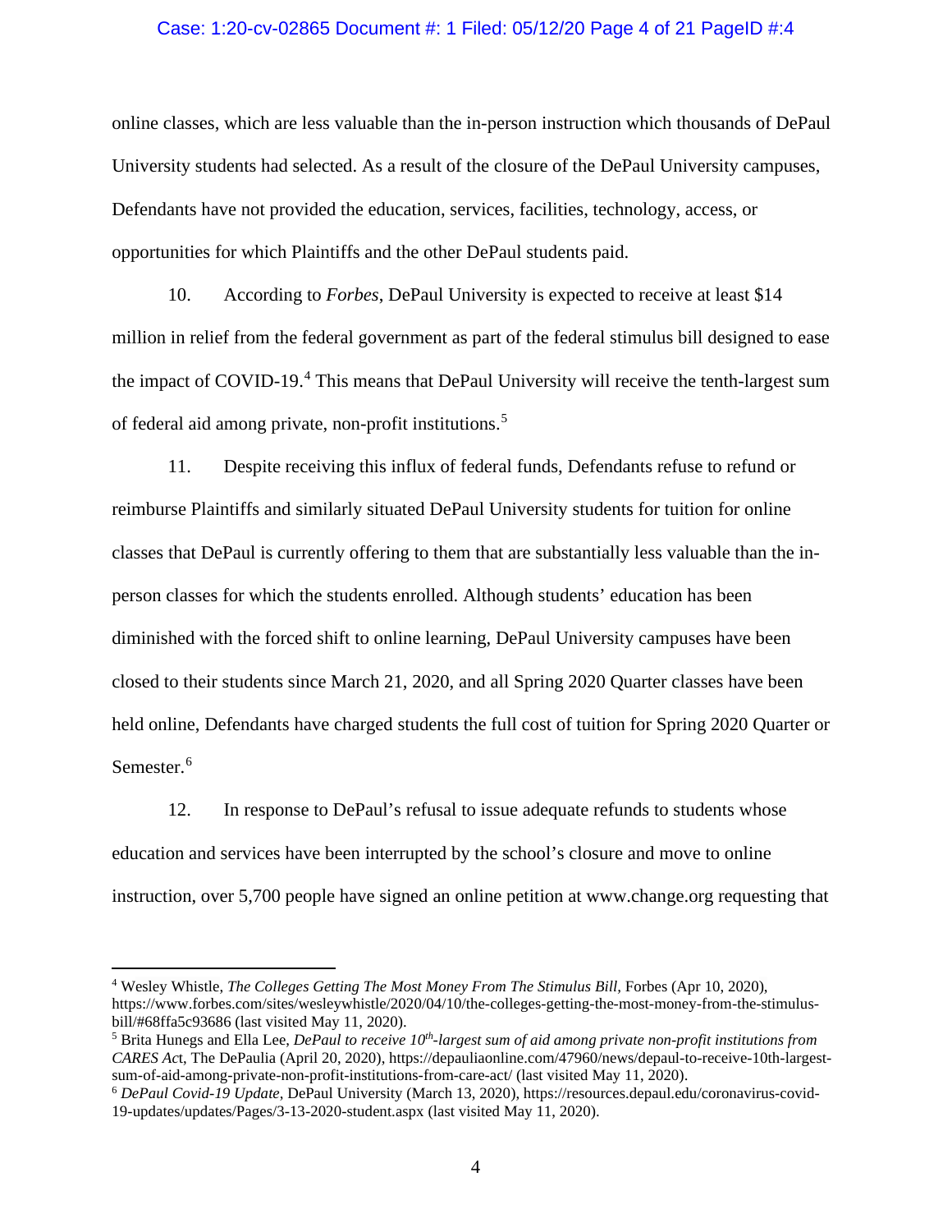online classes, which are less valuable than the in-person instruction which thousands of DePaul University students had selected. As a result of the closure of the DePaul University campuses, Defendants have not provided the education, services, facilities, technology, access, or opportunities for which Plaintiffs and the other DePaul students paid.

10. According to *Forbes*, DePaul University is expected to receive at least $14 million in relief from the federal government as part of the federal stimulus bill designed to ease the impact of COVID-19.[4] This means that DePaul University will receive the tenth-largest sum of federal aid among private, non-profit institutions.[5]

11. Despite receiving this influx of federal funds, Defendants refuse to refund or reimburse Plaintiffs and similarly situated DePaul University students for tuition for online classes that DePaul is currently offering to them that are substantially less valuable than the in-person classes for which the students enrolled. Although students' education has been diminished with the forced shift to online learning, DePaul University campuses have been closed to their students since March 21, 2020, and all Spring 2020 Quarter classes have been held online, Defendants have charged students the full cost of tuition for Spring 2020 Quarter or Semester.[6]

12. In response to DePaul's refusal to issue adequate refunds to students whose education and services have been interrupted by the school's closure and move to online instruction, over 5,700 people have signed an online petition at www.change.org requesting that

---

[4] Wesley Whistle, *The Colleges Getting The Most Money From The Stimulus Bill*, Forbes (Apr 10, 2020), https://www.forbes.com/sites/wesleywhistle/2020/04/10/the-colleges-getting-the-most-money-from-the-stimulus-bill/#68ffa5c93686 (last visited May 11, 2020).

[5] Brita Hunegs and Ella Lee, *DePaul to receive 10th-largest sum of aid among private non-profit institutions from CARES Act*, The DePaulia (April 20, 2020), https://depauliaonline.com/47960/news/depaul-to-receive-10th-largest-sum-of-aid-among-private-non-profit-institutions-from-care-act/ (last visited May 11, 2020).

[6] *DePaul Covid-19 Update*, DePaul University (March 13, 2020), https://resources.depaul.edu/coronavirus-covid-19-updates/updates/Pages/3-13-2020-student.aspx (last visited May 11, 2020).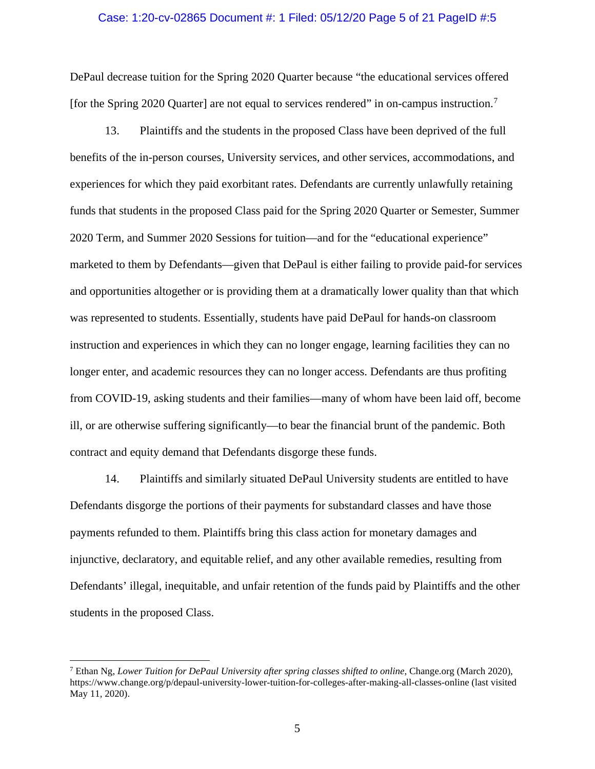DePaul decrease tuition for the Spring 2020 Quarter because "the educational services offered [for the Spring 2020 Quarter] are not equal to services rendered" in on-campus instruction.[7]

13. Plaintiffs and the students in the proposed Class have been deprived of the full benefits of the in-person courses, University services, and other services, accommodations, and experiences for which they paid exorbitant rates. Defendants are currently unlawfully retaining funds that students in the proposed Class paid for the Spring 2020 Quarter or Semester, Summer 2020 Term, and Summer 2020 Sessions for tuition—and for the "educational experience" marketed to them by Defendants—given that DePaul is either failing to provide paid-for services and opportunities altogether or is providing them at a dramatically lower quality than that which was represented to students. Essentially, students have paid DePaul for hands-on classroom instruction and experiences in which they can no longer engage, learning facilities they can no longer enter, and academic resources they can no longer access. Defendants are thus profiting from COVID-19, asking students and their families—many of whom have been laid off, become ill, or are otherwise suffering significantly—to bear the financial brunt of the pandemic. Both contract and equity demand that Defendants disgorge these funds.

14. Plaintiffs and similarly situated DePaul University students are entitled to have Defendants disgorge the portions of their payments for substandard classes and have those payments refunded to them. Plaintiffs bring this class action for monetary damages and injunctive, declaratory, and equitable relief, and any other available remedies, resulting from Defendants' illegal, inequitable, and unfair retention of the funds paid by Plaintiffs and the other students in the proposed Class.

---

[7] Ethan Ng, *Lower Tuition for DePaul University after spring classes shifted to online*, Change.org (March 2020), https://www.change.org/p/depaul-university-lower-tuition-for-colleges-after-making-all-classes-online (last visited May 11, 2020).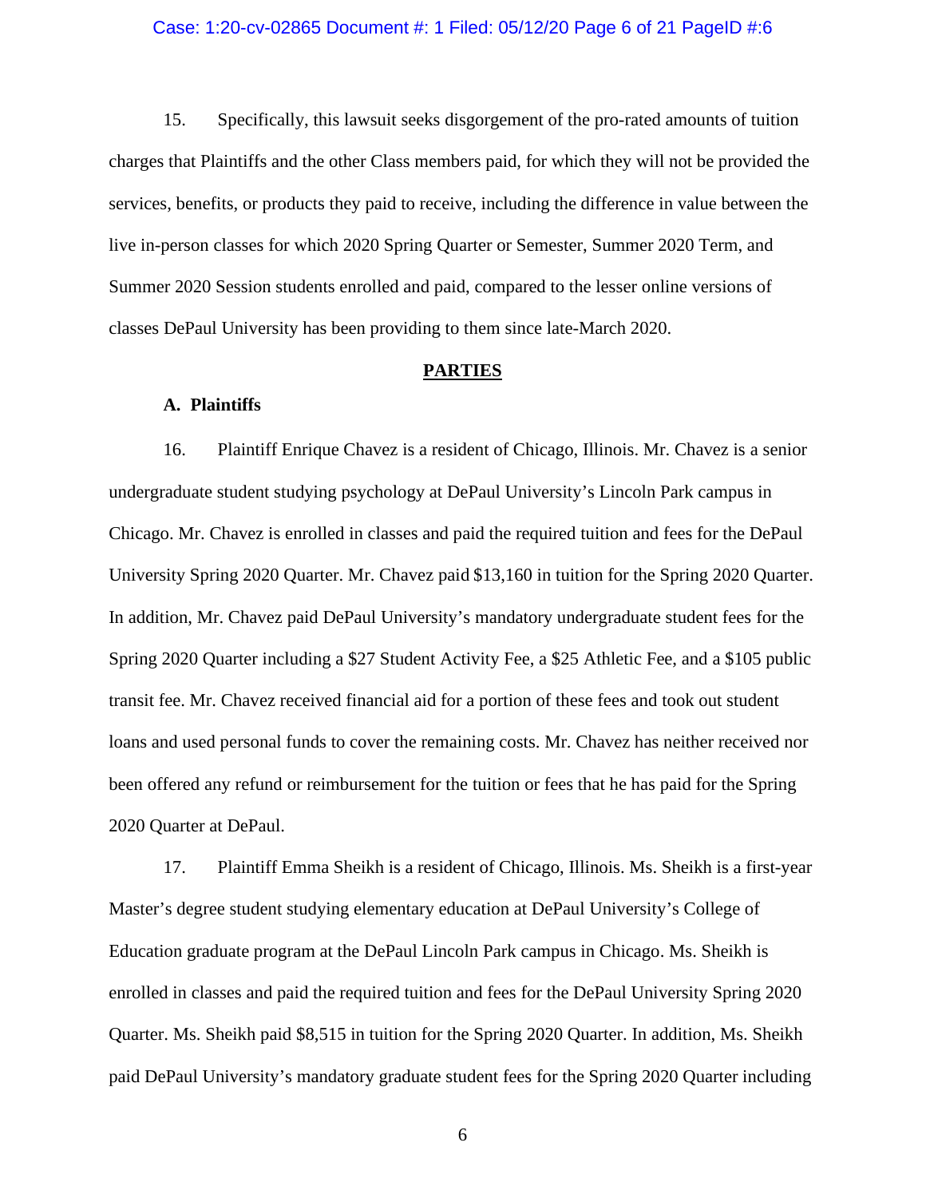15. Specifically, this lawsuit seeks disgorgement of the pro-rated amounts of tuition charges that Plaintiffs and the other Class members paid, for which they will not be provided the services, benefits, or products they paid to receive, including the difference in value between the live in-person classes for which 2020 Spring Quarter or Semester, Summer 2020 Term, and Summer 2020 Session students enrolled and paid, compared to the lesser online versions of classes DePaul University has been providing to them since late-March 2020.

## PARTIES

### A. Plaintiffs

16. Plaintiff Enrique Chavez is a resident of Chicago, Illinois. Mr. Chavez is a senior undergraduate student studying psychology at DePaul University's Lincoln Park campus in Chicago. Mr. Chavez is enrolled in classes and paid the required tuition and fees for the DePaul University Spring 2020 Quarter. Mr. Chavez paid $13,160 in tuition for the Spring 2020 Quarter. In addition, Mr. Chavez paid DePaul University's mandatory undergraduate student fees for the Spring 2020 Quarter including a $27 Student Activity Fee, a $25 Athletic Fee, and a $105 public transit fee. Mr. Chavez received financial aid for a portion of these fees and took out student loans and used personal funds to cover the remaining costs. Mr. Chavez has neither received nor been offered any refund or reimbursement for the tuition or fees that he has paid for the Spring 2020 Quarter at DePaul.

17. Plaintiff Emma Sheikh is a resident of Chicago, Illinois. Ms. Sheikh is a first-year Master's degree student studying elementary education at DePaul University's College of Education graduate program at the DePaul Lincoln Park campus in Chicago. Ms. Sheikh is enrolled in classes and paid the required tuition and fees for the DePaul University Spring 2020 Quarter. Ms. Sheikh paid $8,515 in tuition for the Spring 2020 Quarter. In addition, Ms. Sheikh paid DePaul University's mandatory graduate student fees for the Spring 2020 Quarter including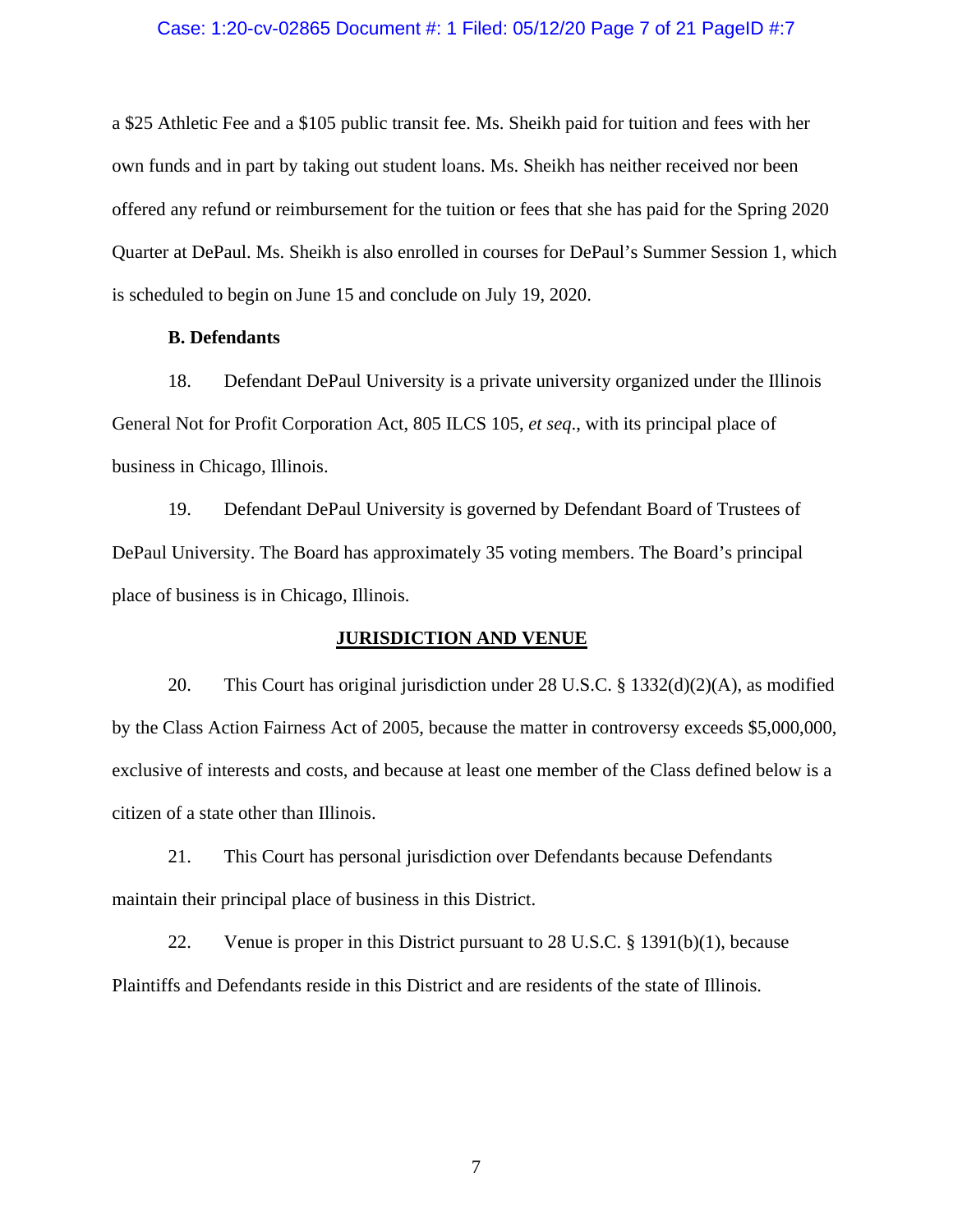a $25 Athletic Fee and a $105 public transit fee. Ms. Sheikh paid for tuition and fees with her own funds and in part by taking out student loans. Ms. Sheikh has neither received nor been offered any refund or reimbursement for the tuition or fees that she has paid for the Spring 2020 Quarter at DePaul. Ms. Sheikh is also enrolled in courses for DePaul's Summer Session 1, which is scheduled to begin on June 15 and conclude on July 19, 2020.

**B. Defendants**

18. Defendant DePaul University is a private university organized under the Illinois General Not for Profit Corporation Act, 805 ILCS 105, *et seq*., with its principal place of business in Chicago, Illinois.

19. Defendant DePaul University is governed by Defendant Board of Trustees of DePaul University. The Board has approximately 35 voting members. The Board's principal place of business is in Chicago, Illinois.

## JURISDICTION AND VENUE

20. This Court has original jurisdiction under 28 U.S.C. § 1332(d)(2)(A), as modified by the Class Action Fairness Act of 2005, because the matter in controversy exceeds $5,000,000, exclusive of interests and costs, and because at least one member of the Class defined below is a citizen of a state other than Illinois.

21. This Court has personal jurisdiction over Defendants because Defendants maintain their principal place of business in this District.

22. Venue is proper in this District pursuant to 28 U.S.C. § 1391(b)(1), because Plaintiffs and Defendants reside in this District and are residents of the state of Illinois.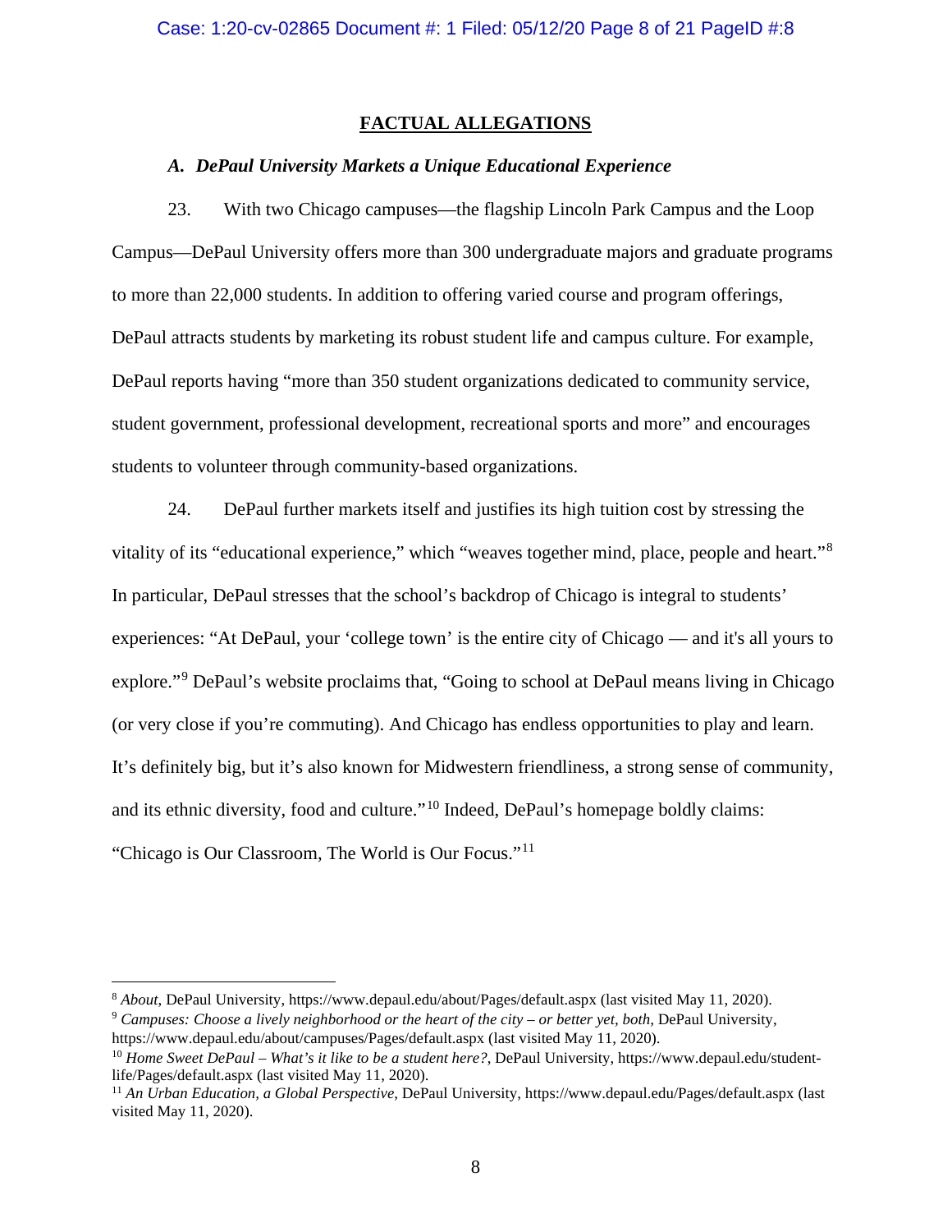## FACTUAL ALLEGATIONS

### *A. DePaul University Markets a Unique Educational Experience*

23. With two Chicago campuses—the flagship Lincoln Park Campus and the Loop Campus—DePaul University offers more than 300 undergraduate majors and graduate programs to more than 22,000 students. In addition to offering varied course and program offerings, DePaul attracts students by marketing its robust student life and campus culture. For example, DePaul reports having "more than 350 student organizations dedicated to community service, student government, professional development, recreational sports and more" and encourages students to volunteer through community-based organizations.

24. DePaul further markets itself and justifies its high tuition cost by stressing the vitality of its "educational experience," which "weaves together mind, place, people and heart."[8] In particular, DePaul stresses that the school's backdrop of Chicago is integral to students' experiences: "At DePaul, your 'college town' is the entire city of Chicago — and it's all yours to explore."[9] DePaul's website proclaims that, "Going to school at DePaul means living in Chicago (or very close if you're commuting). And Chicago has endless opportunities to play and learn. It's definitely big, but it's also known for Midwestern friendliness, a strong sense of community, and its ethnic diversity, food and culture."[10] Indeed, DePaul's homepage boldly claims: "Chicago is Our Classroom, The World is Our Focus."[11]

---

[8] *About*, DePaul University, https://www.depaul.edu/about/Pages/default.aspx (last visited May 11, 2020).

[9] *Campuses: Choose a lively neighborhood or the heart of the city – or better yet, both*, DePaul University, https://www.depaul.edu/about/campuses/Pages/default.aspx (last visited May 11, 2020).

[10] *Home Sweet DePaul – What's it like to be a student here?*, DePaul University, https://www.depaul.edu/student-life/Pages/default.aspx (last visited May 11, 2020).

[11] *An Urban Education, a Global Perspective*, DePaul University, https://www.depaul.edu/Pages/default.aspx (last visited May 11, 2020).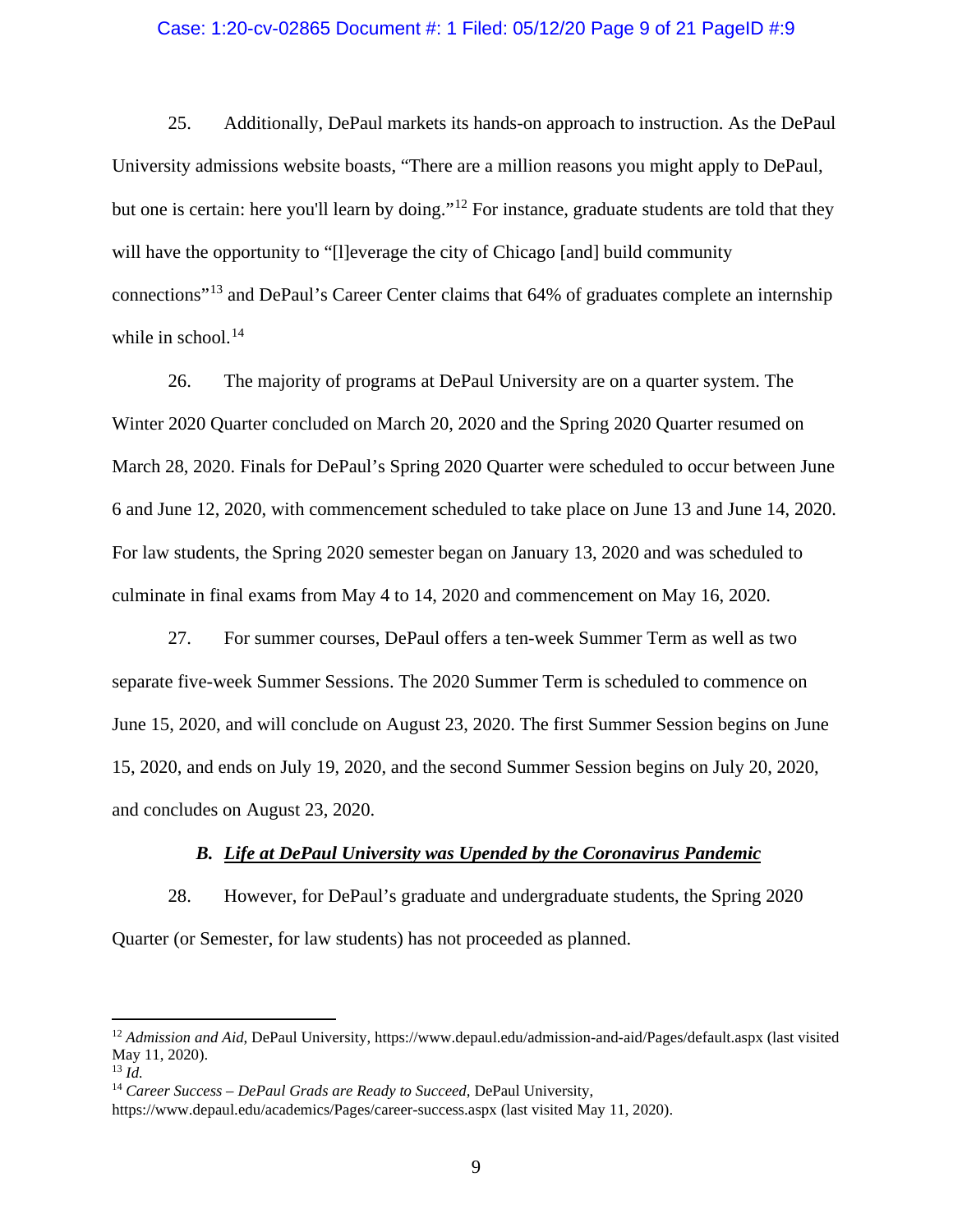25. Additionally, DePaul markets its hands-on approach to instruction. As the DePaul University admissions website boasts, "There are a million reasons you might apply to DePaul, but one is certain: here you'll learn by doing."[12] For instance, graduate students are told that they will have the opportunity to "[l]everage the city of Chicago [and] build community connections"[13] and DePaul's Career Center claims that 64% of graduates complete an internship while in school.[14]

26. The majority of programs at DePaul University are on a quarter system. The Winter 2020 Quarter concluded on March 20, 2020 and the Spring 2020 Quarter resumed on March 28, 2020. Finals for DePaul's Spring 2020 Quarter were scheduled to occur between June 6 and June 12, 2020, with commencement scheduled to take place on June 13 and June 14, 2020. For law students, the Spring 2020 semester began on January 13, 2020 and was scheduled to culminate in final exams from May 4 to 14, 2020 and commencement on May 16, 2020.

27. For summer courses, DePaul offers a ten-week Summer Term as well as two separate five-week Summer Sessions. The 2020 Summer Term is scheduled to commence on June 15, 2020, and will conclude on August 23, 2020. The first Summer Session begins on June 15, 2020, and ends on July 19, 2020, and the second Summer Session begins on July 20, 2020, and concludes on August 23, 2020.

### *B. Life at DePaul University was Upended by the Coronavirus Pandemic*

28. However, for DePaul's graduate and undergraduate students, the Spring 2020 Quarter (or Semester, for law students) has not proceeded as planned.

---

[12] *Admission and Aid*, DePaul University, https://www.depaul.edu/admission-and-aid/Pages/default.aspx (last visited May 11, 2020).

[13] *Id.*

[14] *Career Success – DePaul Grads are Ready to Succeed*, DePaul University, https://www.depaul.edu/academics/Pages/career-success.aspx (last visited May 11, 2020).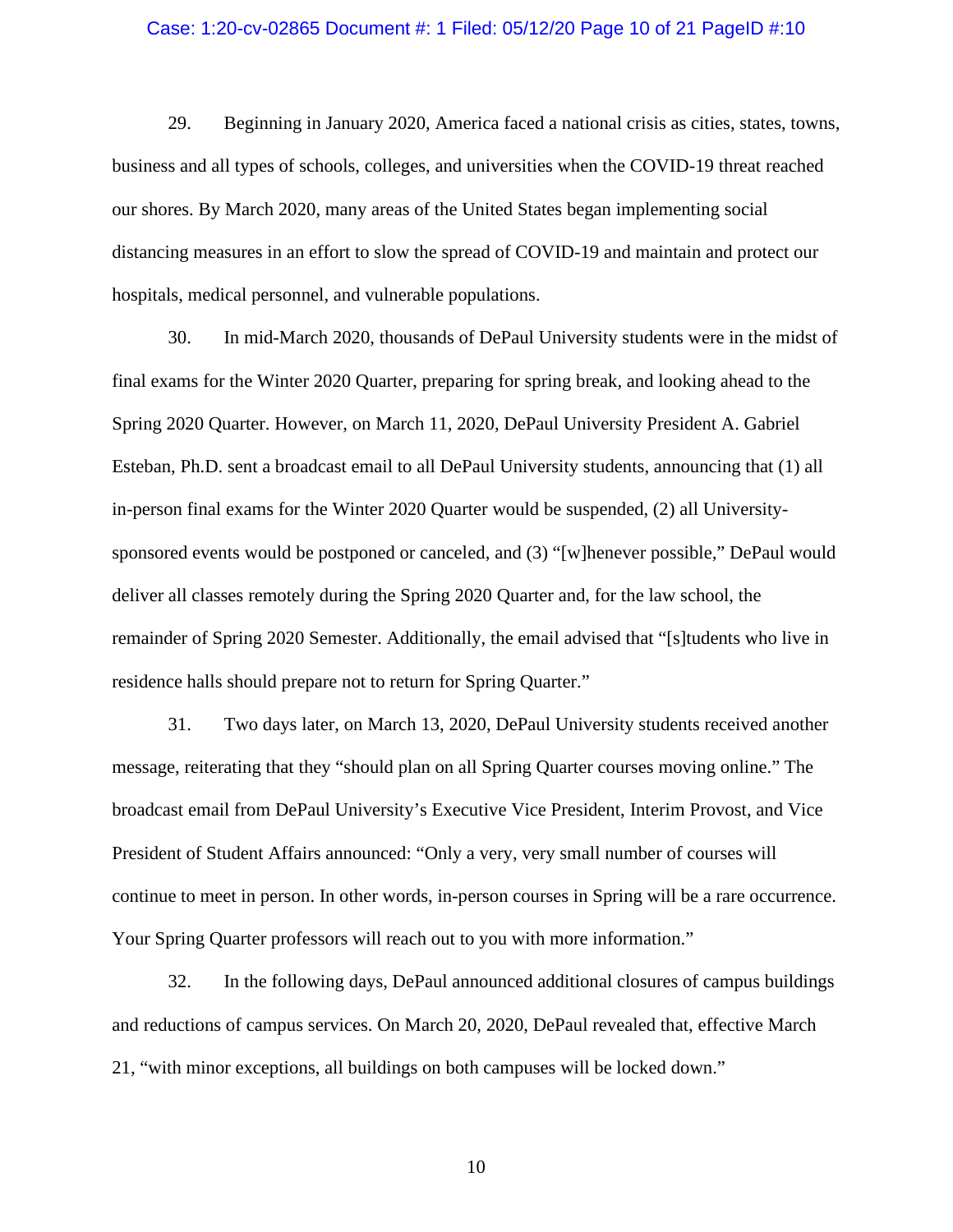29. Beginning in January 2020, America faced a national crisis as cities, states, towns, business and all types of schools, colleges, and universities when the COVID-19 threat reached our shores. By March 2020, many areas of the United States began implementing social distancing measures in an effort to slow the spread of COVID-19 and maintain and protect our hospitals, medical personnel, and vulnerable populations.

30. In mid-March 2020, thousands of DePaul University students were in the midst of final exams for the Winter 2020 Quarter, preparing for spring break, and looking ahead to the Spring 2020 Quarter. However, on March 11, 2020, DePaul University President A. Gabriel Esteban, Ph.D. sent a broadcast email to all DePaul University students, announcing that (1) all in-person final exams for the Winter 2020 Quarter would be suspended, (2) all University-sponsored events would be postponed or canceled, and (3) "[w]henever possible," DePaul would deliver all classes remotely during the Spring 2020 Quarter and, for the law school, the remainder of Spring 2020 Semester. Additionally, the email advised that "[s]tudents who live in residence halls should prepare not to return for Spring Quarter."

31. Two days later, on March 13, 2020, DePaul University students received another message, reiterating that they "should plan on all Spring Quarter courses moving online." The broadcast email from DePaul University's Executive Vice President, Interim Provost, and Vice President of Student Affairs announced: "Only a very, very small number of courses will continue to meet in person. In other words, in-person courses in Spring will be a rare occurrence. Your Spring Quarter professors will reach out to you with more information."

32. In the following days, DePaul announced additional closures of campus buildings and reductions of campus services. On March 20, 2020, DePaul revealed that, effective March 21, "with minor exceptions, all buildings on both campuses will be locked down."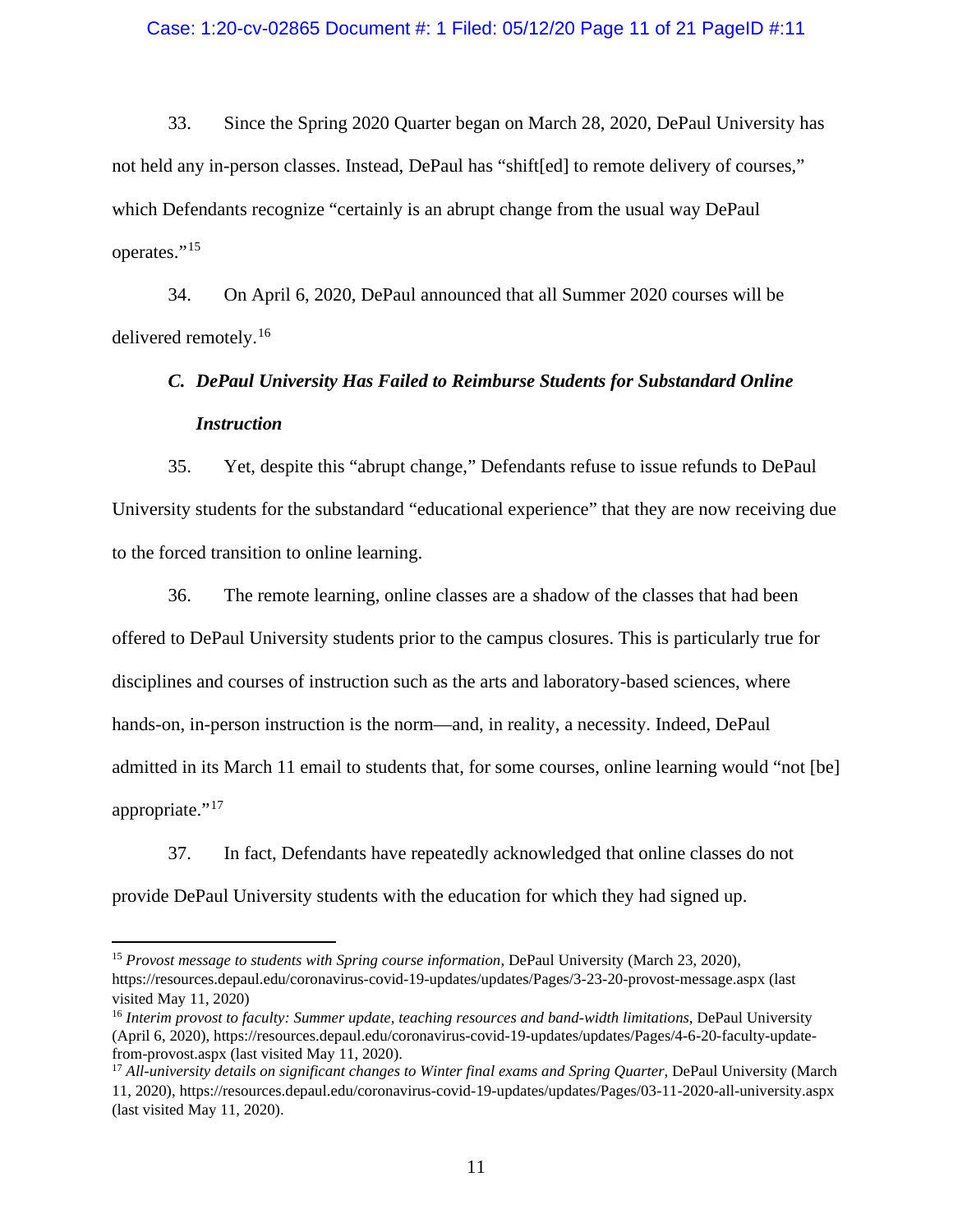33. Since the Spring 2020 Quarter began on March 28, 2020, DePaul University has not held any in-person classes. Instead, DePaul has "shift[ed] to remote delivery of courses," which Defendants recognize "certainly is an abrupt change from the usual way DePaul operates."[15]

34. On April 6, 2020, DePaul announced that all Summer 2020 courses will be delivered remotely.[16]

### *C. DePaul University Has Failed to Reimburse Students for Substandard Online Instruction*

35. Yet, despite this "abrupt change," Defendants refuse to issue refunds to DePaul University students for the substandard "educational experience" that they are now receiving due to the forced transition to online learning.

36. The remote learning, online classes are a shadow of the classes that had been offered to DePaul University students prior to the campus closures. This is particularly true for disciplines and courses of instruction such as the arts and laboratory-based sciences, where hands-on, in-person instruction is the norm—and, in reality, a necessity. Indeed, DePaul admitted in its March 11 email to students that, for some courses, online learning would "not [be] appropriate."[17]

37. In fact, Defendants have repeatedly acknowledged that online classes do not provide DePaul University students with the education for which they had signed up.

---

[15] *Provost message to students with Spring course information*, DePaul University (March 23, 2020), https://resources.depaul.edu/coronavirus-covid-19-updates/updates/Pages/3-23-20-provost-message.aspx (last visited May 11, 2020)

[16] *Interim provost to faculty: Summer update, teaching resources and band-width limitations*, DePaul University (April 6, 2020), https://resources.depaul.edu/coronavirus-covid-19-updates/updates/Pages/4-6-20-faculty-update-from-provost.aspx (last visited May 11, 2020).

[17] *All-university details on significant changes to Winter final exams and Spring Quarter*, DePaul University (March 11, 2020), https://resources.depaul.edu/coronavirus-covid-19-updates/updates/Pages/03-11-2020-all-university.aspx (last visited May 11, 2020).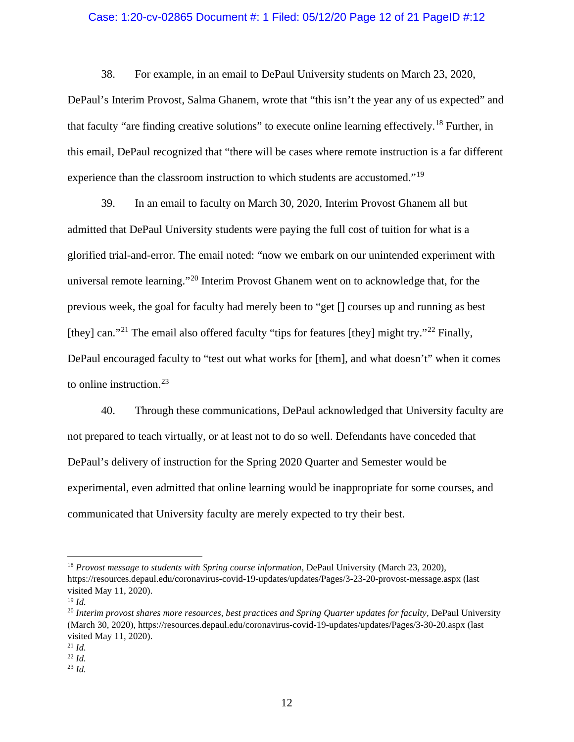38. For example, in an email to DePaul University students on March 23, 2020, DePaul's Interim Provost, Salma Ghanem, wrote that "this isn't the year any of us expected" and that faculty "are finding creative solutions" to execute online learning effectively.[18] Further, in this email, DePaul recognized that "there will be cases where remote instruction is a far different experience than the classroom instruction to which students are accustomed."[19]

39. In an email to faculty on March 30, 2020, Interim Provost Ghanem all but admitted that DePaul University students were paying the full cost of tuition for what is a glorified trial-and-error. The email noted: "now we embark on our unintended experiment with universal remote learning."[20] Interim Provost Ghanem went on to acknowledge that, for the previous week, the goal for faculty had merely been to "get [] courses up and running as best [they] can."[21] The email also offered faculty "tips for features [they] might try."[22] Finally, DePaul encouraged faculty to "test out what works for [them], and what doesn't" when it comes to online instruction.[23]

40. Through these communications, DePaul acknowledged that University faculty are not prepared to teach virtually, or at least not to do so well. Defendants have conceded that DePaul's delivery of instruction for the Spring 2020 Quarter and Semester would be experimental, even admitted that online learning would be inappropriate for some courses, and communicated that University faculty are merely expected to try their best.

---

[18] *Provost message to students with Spring course information*, DePaul University (March 23, 2020), https://resources.depaul.edu/coronavirus-covid-19-updates/updates/Pages/3-23-20-provost-message.aspx (last visited May 11, 2020).

[19] *Id.*

[20] *Interim provost shares more resources, best practices and Spring Quarter updates for faculty*, DePaul University (March 30, 2020), https://resources.depaul.edu/coronavirus-covid-19-updates/updates/Pages/3-30-20.aspx (last visited May 11, 2020).

[21] *Id.*

[22] *Id.*

[23] *Id.*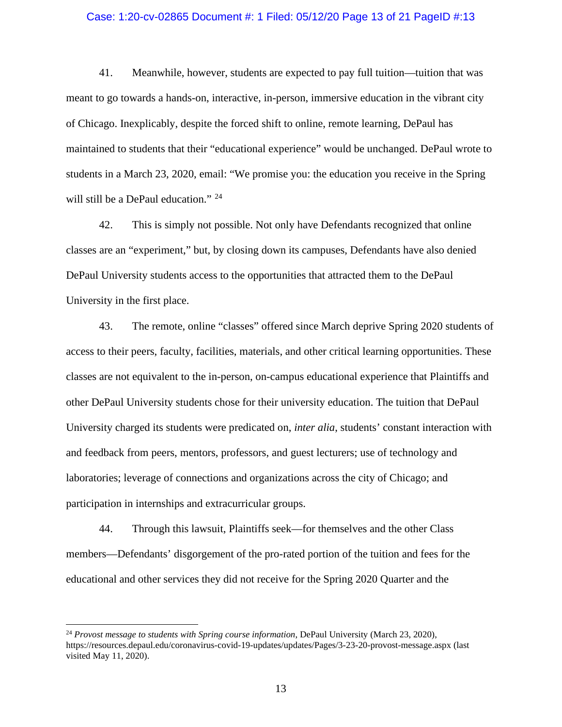41. Meanwhile, however, students are expected to pay full tuition—tuition that was meant to go towards a hands-on, interactive, in-person, immersive education in the vibrant city of Chicago. Inexplicably, despite the forced shift to online, remote learning, DePaul has maintained to students that their "educational experience" would be unchanged. DePaul wrote to students in a March 23, 2020, email: "We promise you: the education you receive in the Spring will still be a DePaul education." [24]

42. This is simply not possible. Not only have Defendants recognized that online classes are an "experiment," but, by closing down its campuses, Defendants have also denied DePaul University students access to the opportunities that attracted them to the DePaul University in the first place.

43. The remote, online "classes" offered since March deprive Spring 2020 students of access to their peers, faculty, facilities, materials, and other critical learning opportunities. These classes are not equivalent to the in-person, on-campus educational experience that Plaintiffs and other DePaul University students chose for their university education. The tuition that DePaul University charged its students were predicated on, *inter alia*, students' constant interaction with and feedback from peers, mentors, professors, and guest lecturers; use of technology and laboratories; leverage of connections and organizations across the city of Chicago; and participation in internships and extracurricular groups.

44. Through this lawsuit, Plaintiffs seek—for themselves and the other Class members—Defendants' disgorgement of the pro-rated portion of the tuition and fees for the educational and other services they did not receive for the Spring 2020 Quarter and the

---

[24] *Provost message to students with Spring course information*, DePaul University (March 23, 2020), https://resources.depaul.edu/coronavirus-covid-19-updates/updates/Pages/3-23-20-provost-message.aspx (last visited May 11, 2020).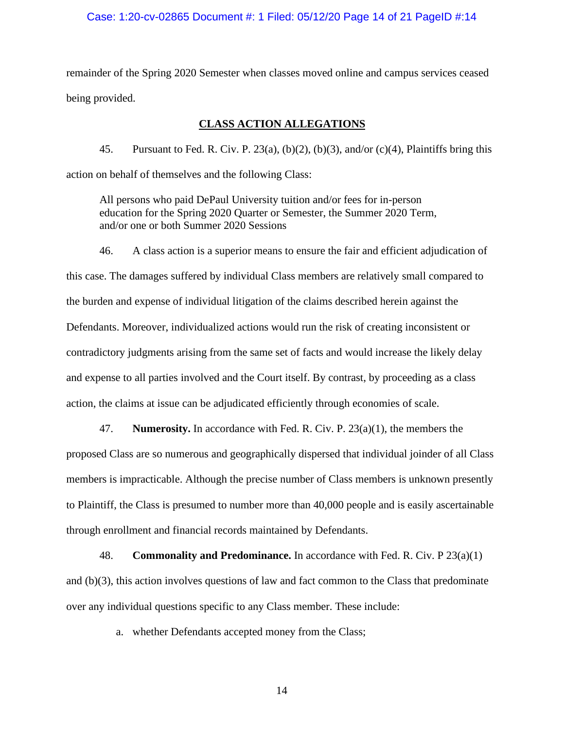remainder of the Spring 2020 Semester when classes moved online and campus services ceased being provided.

## CLASS ACTION ALLEGATIONS

45. Pursuant to Fed. R. Civ. P. 23(a), (b)(2), (b)(3), and/or (c)(4), Plaintiffs bring this action on behalf of themselves and the following Class:

> All persons who paid DePaul University tuition and/or fees for in-person education for the Spring 2020 Quarter or Semester, the Summer 2020 Term, and/or one or both Summer 2020 Sessions

46. A class action is a superior means to ensure the fair and efficient adjudication of this case. The damages suffered by individual Class members are relatively small compared to the burden and expense of individual litigation of the claims described herein against the Defendants. Moreover, individualized actions would run the risk of creating inconsistent or contradictory judgments arising from the same set of facts and would increase the likely delay and expense to all parties involved and the Court itself. By contrast, by proceeding as a class action, the claims at issue can be adjudicated efficiently through economies of scale.

47. **Numerosity.** In accordance with Fed. R. Civ. P. 23(a)(1), the members the proposed Class are so numerous and geographically dispersed that individual joinder of all Class members is impracticable. Although the precise number of Class members is unknown presently to Plaintiff, the Class is presumed to number more than 40,000 people and is easily ascertainable through enrollment and financial records maintained by Defendants.

48. **Commonality and Predominance.** In accordance with Fed. R. Civ. P 23(a)(1) and (b)(3), this action involves questions of law and fact common to the Class that predominate over any individual questions specific to any Class member. These include:

a. whether Defendants accepted money from the Class;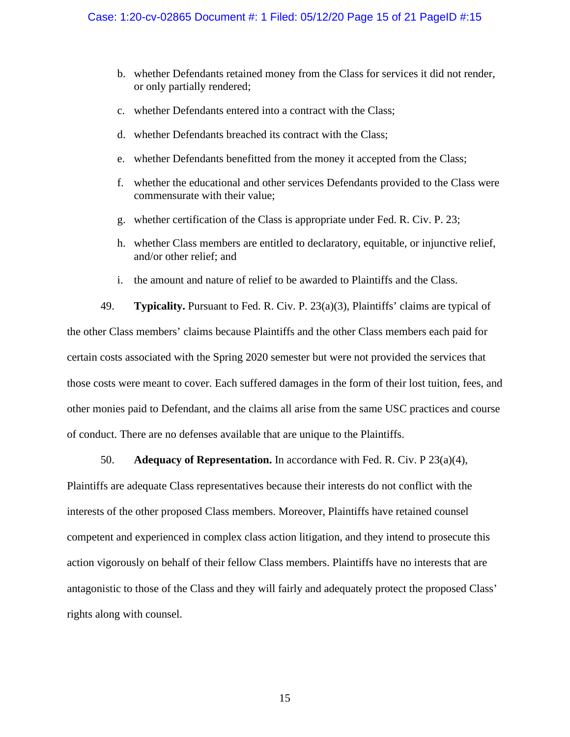b. whether Defendants retained money from the Class for services it did not render, or only partially rendered;

c. whether Defendants entered into a contract with the Class;

d. whether Defendants breached its contract with the Class;

e. whether Defendants benefitted from the money it accepted from the Class;

f. whether the educational and other services Defendants provided to the Class were commensurate with their value;

g. whether certification of the Class is appropriate under Fed. R. Civ. P. 23;

h. whether Class members are entitled to declaratory, equitable, or injunctive relief, and/or other relief; and

i. the amount and nature of relief to be awarded to Plaintiffs and the Class.

49. **Typicality.** Pursuant to Fed. R. Civ. P. 23(a)(3), Plaintiffs' claims are typical of the other Class members' claims because Plaintiffs and the other Class members each paid for certain costs associated with the Spring 2020 semester but were not provided the services that those costs were meant to cover. Each suffered damages in the form of their lost tuition, fees, and other monies paid to Defendant, and the claims all arise from the same USC practices and course of conduct. There are no defenses available that are unique to the Plaintiffs.

50. **Adequacy of Representation.** In accordance with Fed. R. Civ. P 23(a)(4), Plaintiffs are adequate Class representatives because their interests do not conflict with the interests of the other proposed Class members. Moreover, Plaintiffs have retained counsel competent and experienced in complex class action litigation, and they intend to prosecute this action vigorously on behalf of their fellow Class members. Plaintiffs have no interests that are antagonistic to those of the Class and they will fairly and adequately protect the proposed Class' rights along with counsel.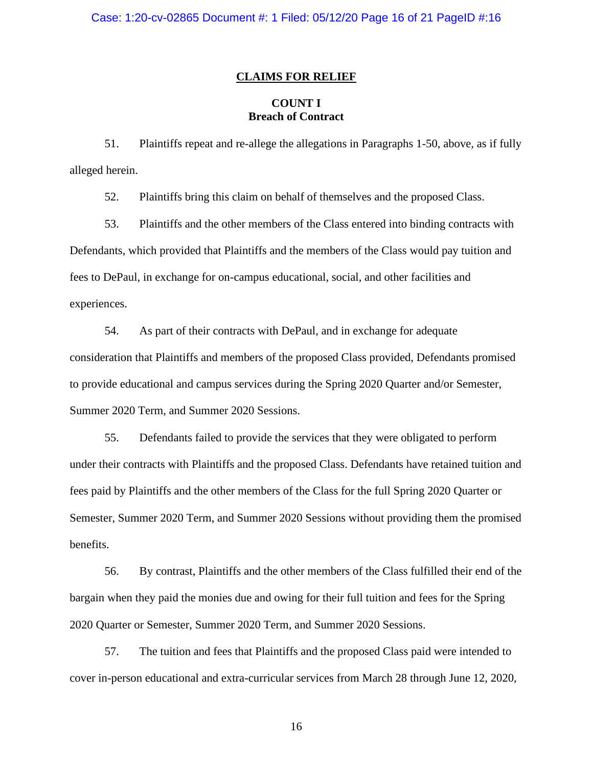## CLAIMS FOR RELIEF

### COUNT I
### Breach of Contract

51. Plaintiffs repeat and re-allege the allegations in Paragraphs 1-50, above, as if fully alleged herein.

52. Plaintiffs bring this claim on behalf of themselves and the proposed Class.

53. Plaintiffs and the other members of the Class entered into binding contracts with Defendants, which provided that Plaintiffs and the members of the Class would pay tuition and fees to DePaul, in exchange for on-campus educational, social, and other facilities and experiences.

54. As part of their contracts with DePaul, and in exchange for adequate consideration that Plaintiffs and members of the proposed Class provided, Defendants promised to provide educational and campus services during the Spring 2020 Quarter and/or Semester, Summer 2020 Term, and Summer 2020 Sessions.

55. Defendants failed to provide the services that they were obligated to perform under their contracts with Plaintiffs and the proposed Class. Defendants have retained tuition and fees paid by Plaintiffs and the other members of the Class for the full Spring 2020 Quarter or Semester, Summer 2020 Term, and Summer 2020 Sessions without providing them the promised benefits.

56. By contrast, Plaintiffs and the other members of the Class fulfilled their end of the bargain when they paid the monies due and owing for their full tuition and fees for the Spring 2020 Quarter or Semester, Summer 2020 Term, and Summer 2020 Sessions.

57. The tuition and fees that Plaintiffs and the proposed Class paid were intended to cover in-person educational and extra-curricular services from March 28 through June 12, 2020,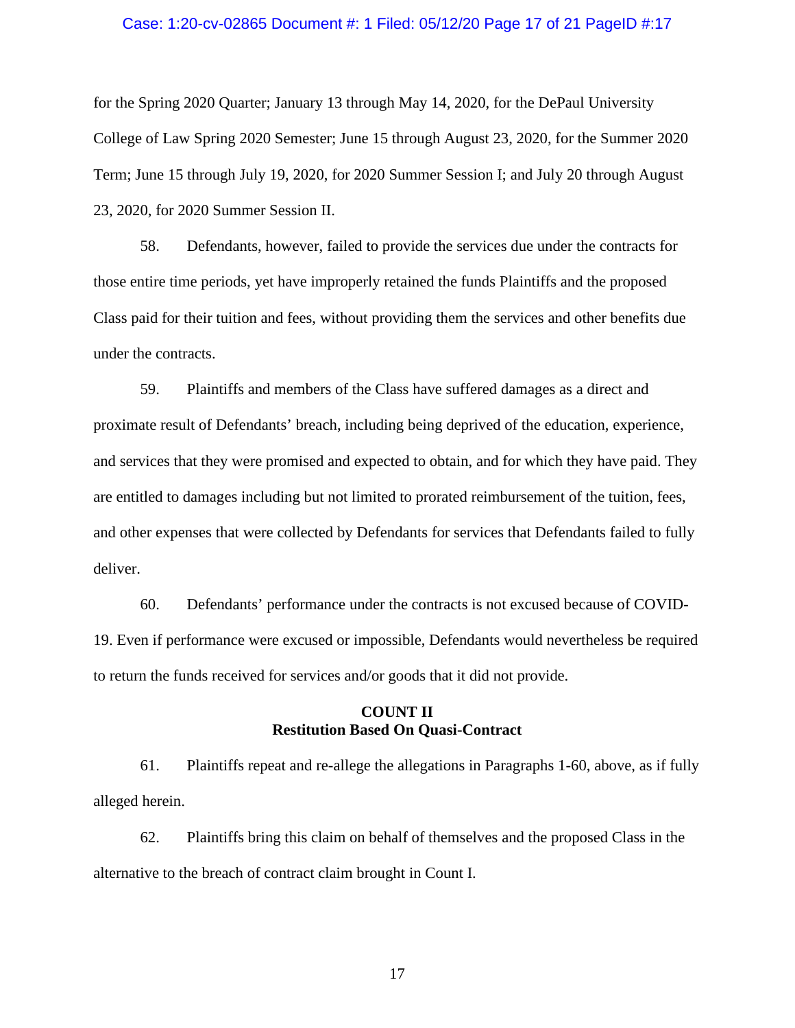for the Spring 2020 Quarter; January 13 through May 14, 2020, for the DePaul University College of Law Spring 2020 Semester; June 15 through August 23, 2020, for the Summer 2020 Term; June 15 through July 19, 2020, for 2020 Summer Session I; and July 20 through August 23, 2020, for 2020 Summer Session II.

58. Defendants, however, failed to provide the services due under the contracts for those entire time periods, yet have improperly retained the funds Plaintiffs and the proposed Class paid for their tuition and fees, without providing them the services and other benefits due under the contracts.

59. Plaintiffs and members of the Class have suffered damages as a direct and proximate result of Defendants' breach, including being deprived of the education, experience, and services that they were promised and expected to obtain, and for which they have paid. They are entitled to damages including but not limited to prorated reimbursement of the tuition, fees, and other expenses that were collected by Defendants for services that Defendants failed to fully deliver.

60. Defendants' performance under the contracts is not excused because of COVID-19. Even if performance were excused or impossible, Defendants would nevertheless be required to return the funds received for services and/or goods that it did not provide.

**COUNT II**
**Restitution Based On Quasi-Contract**

61. Plaintiffs repeat and re-allege the allegations in Paragraphs 1-60, above, as if fully alleged herein.

62. Plaintiffs bring this claim on behalf of themselves and the proposed Class in the alternative to the breach of contract claim brought in Count I.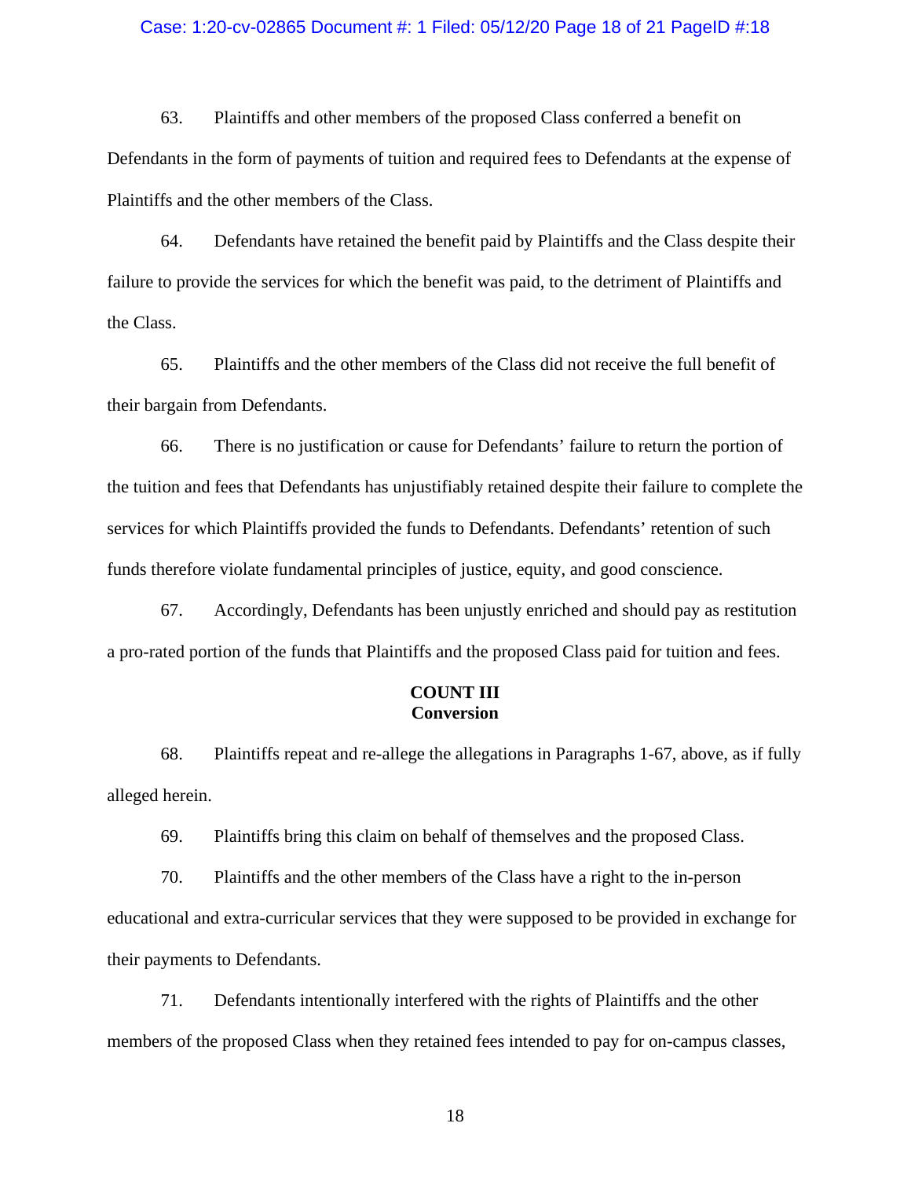63. Plaintiffs and other members of the proposed Class conferred a benefit on Defendants in the form of payments of tuition and required fees to Defendants at the expense of Plaintiffs and the other members of the Class.

64. Defendants have retained the benefit paid by Plaintiffs and the Class despite their failure to provide the services for which the benefit was paid, to the detriment of Plaintiffs and the Class.

65. Plaintiffs and the other members of the Class did not receive the full benefit of their bargain from Defendants.

66. There is no justification or cause for Defendants' failure to return the portion of the tuition and fees that Defendants has unjustifiably retained despite their failure to complete the services for which Plaintiffs provided the funds to Defendants. Defendants' retention of such funds therefore violate fundamental principles of justice, equity, and good conscience.

67. Accordingly, Defendants has been unjustly enriched and should pay as restitution a pro-rated portion of the funds that Plaintiffs and the proposed Class paid for tuition and fees.

**COUNT III**
**Conversion**

68. Plaintiffs repeat and re-allege the allegations in Paragraphs 1-67, above, as if fully alleged herein.

69. Plaintiffs bring this claim on behalf of themselves and the proposed Class.

70. Plaintiffs and the other members of the Class have a right to the in-person educational and extra-curricular services that they were supposed to be provided in exchange for their payments to Defendants.

71. Defendants intentionally interfered with the rights of Plaintiffs and the other members of the proposed Class when they retained fees intended to pay for on-campus classes,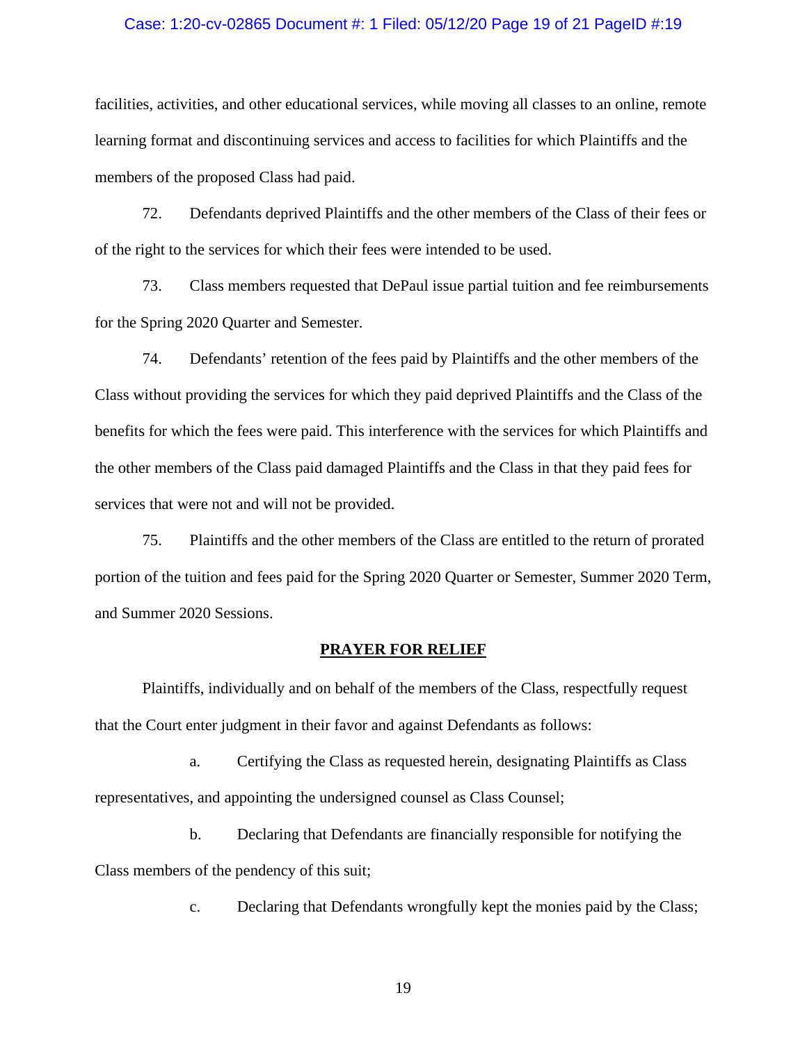facilities, activities, and other educational services, while moving all classes to an online, remote learning format and discontinuing services and access to facilities for which Plaintiffs and the members of the proposed Class had paid.

72. Defendants deprived Plaintiffs and the other members of the Class of their fees or of the right to the services for which their fees were intended to be used.

73. Class members requested that DePaul issue partial tuition and fee reimbursements for the Spring 2020 Quarter and Semester.

74. Defendants' retention of the fees paid by Plaintiffs and the other members of the Class without providing the services for which they paid deprived Plaintiffs and the Class of the benefits for which the fees were paid. This interference with the services for which Plaintiffs and the other members of the Class paid damaged Plaintiffs and the Class in that they paid fees for services that were not and will not be provided.

75. Plaintiffs and the other members of the Class are entitled to the return of prorated portion of the tuition and fees paid for the Spring 2020 Quarter or Semester, Summer 2020 Term, and Summer 2020 Sessions.

## PRAYER FOR RELIEF

Plaintiffs, individually and on behalf of the members of the Class, respectfully request that the Court enter judgment in their favor and against Defendants as follows:

a. Certifying the Class as requested herein, designating Plaintiffs as Class representatives, and appointing the undersigned counsel as Class Counsel;

b. Declaring that Defendants are financially responsible for notifying the Class members of the pendency of this suit;

c. Declaring that Defendants wrongfully kept the monies paid by the Class;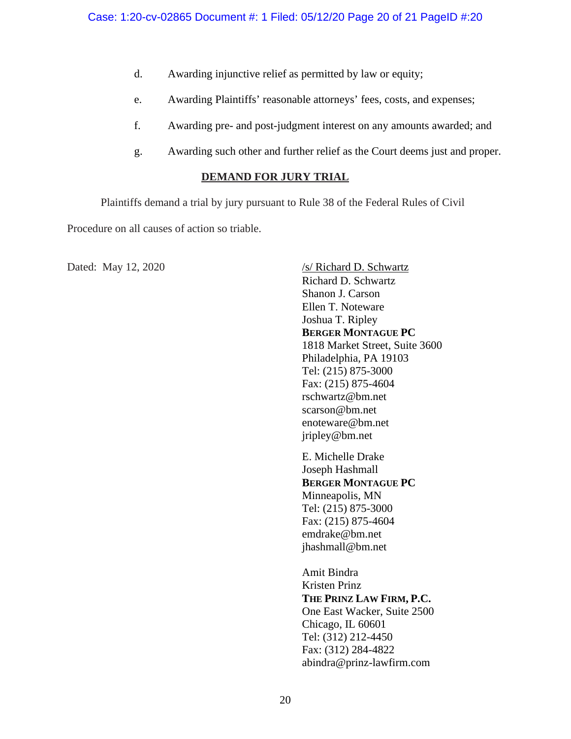d. Awarding injunctive relief as permitted by law or equity;

e. Awarding Plaintiffs' reasonable attorneys' fees, costs, and expenses;

f. Awarding pre- and post-judgment interest on any amounts awarded; and

g. Awarding such other and further relief as the Court deems just and proper.

## DEMAND FOR JURY TRIAL

Plaintiffs demand a trial by jury pursuant to Rule 38 of the Federal Rules of Civil Procedure on all causes of action so triable.

Dated: May 12, 2020

/s/ Richard D. Schwartz
Richard D. Schwartz
Shanon J. Carson
Ellen T. Noteware
Joshua T. Ripley
**BERGER MONTAGUE PC**
1818 Market Street, Suite 3600
Philadelphia, PA 19103
Tel: (215) 875-3000
Fax: (215) 875-4604
rschwartz@bm.net
scarson@bm.net
enoteware@bm.net
jripley@bm.net

E. Michelle Drake
Joseph Hashmall
**BERGER MONTAGUE PC**
Minneapolis, MN
Tel: (215) 875-3000
Fax: (215) 875-4604
emdrake@bm.net
jhashmall@bm.net

Amit Bindra
Kristen Prinz
**THE PRINZ LAW FIRM, P.C.**
One East Wacker, Suite 2500
Chicago, IL 60601
Tel: (312) 212-4450
Fax: (312) 284-4822
abindra@prinz-lawfirm.com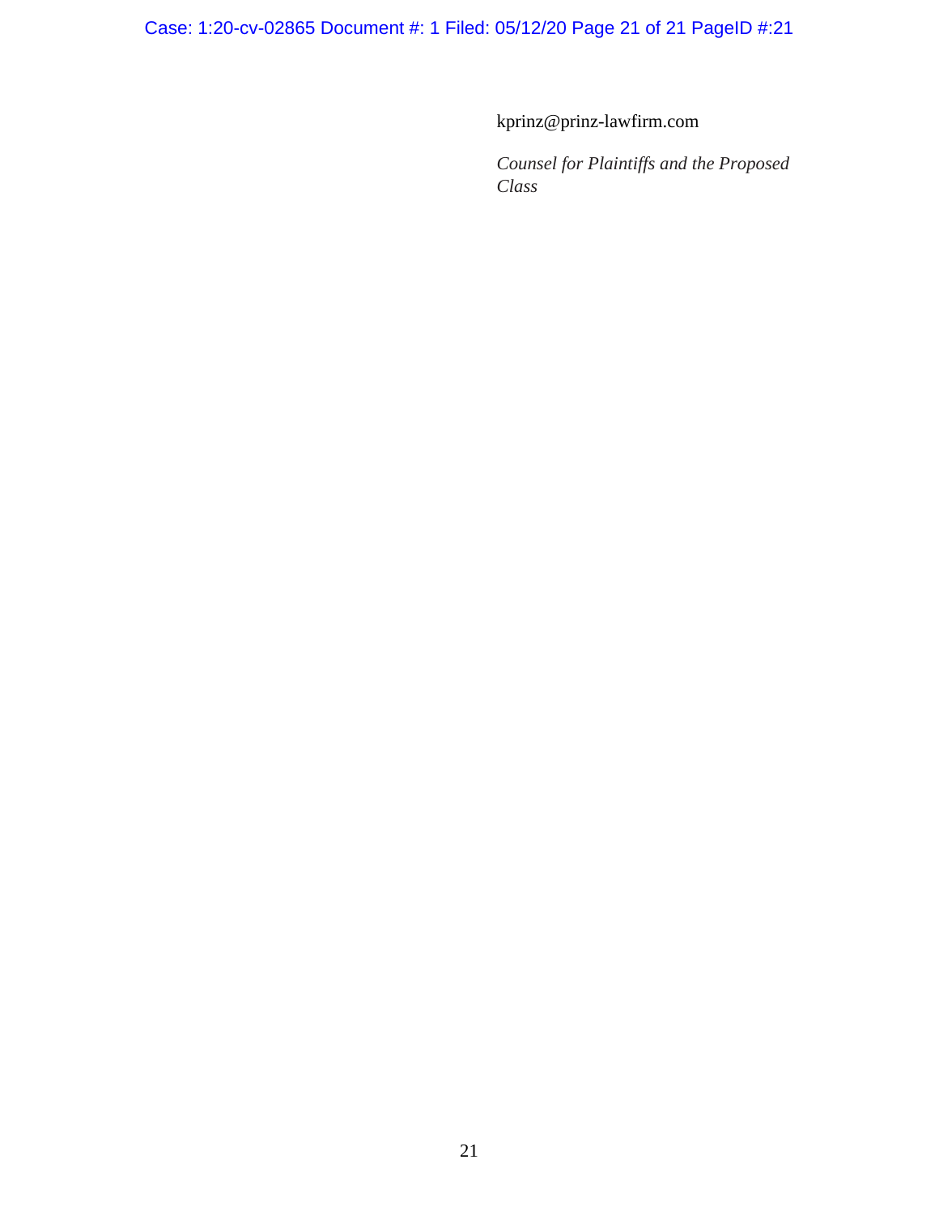kprinz@prinz-lawfirm.com

*Counsel for Plaintiffs and the Proposed Class*